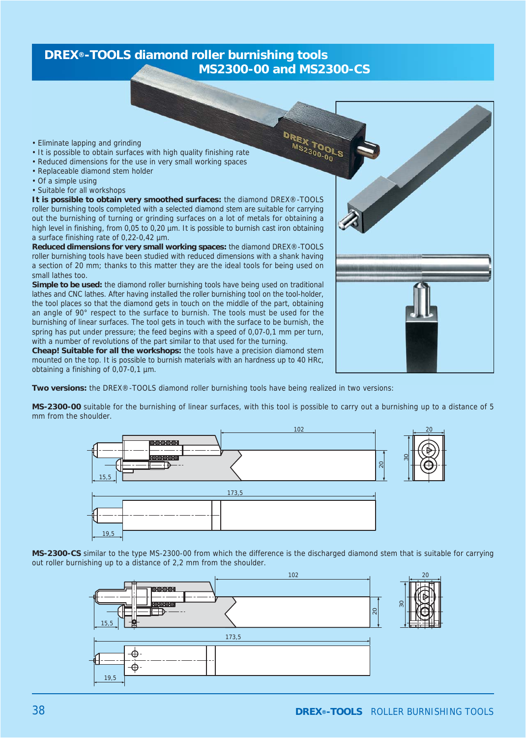# DREX®-TOOLS diamond roller burnishing tools MS2300-00 and MS2300-CS

- Eliminate lapping and grinding
- It is possible to obtain surfaces with high quality finishing rate
- Reduced dimensions for the use in very small working spaces
- Replaceable diamond stem holder
- Of a simple using
- Suitable for all workshops

**It is possible to obtain very smoothed surfaces:** the diamond DREX®-TOOLS roller burnishing tools completed with a selected diamond stem are suitable for carrying out the burnishing of turning or grinding surfaces on a lot of metals for obtaining a high level in finishing, from 0,05 to 0,20 µm. It is possible to burnish cast iron obtaining a surface finishing rate of 0,22-0,42 µm.

**Reduced dimensions for very small working spaces:** the diamond DREX®-TOOLS roller burnishing tools have been studied with reduced dimensions with a shank having a section of 20 mm; thanks to this matter they are the ideal tools for being used on small lathes too.

**Simple to be used:** the diamond roller burnishing tools have being used on traditional lathes and CNC lathes. After having installed the roller burnishing tool on the tool-holder, the tool places so that the diamond gets in touch on the middle of the part, obtaining an angle of 90° respect to the surface to burnish. The tools must be used for the burnishing of linear surfaces. The tool gets in touch with the surface to be burnish, the spring has put under pressure; the feed begins with a speed of 0,07-0,1 mm per turn, with a number of revolutions of the part similar to that used for the turning.

**Cheap! Suitable for all the workshops:** the tools have a precision diamond stem mounted on the top. It is possible to burnish materials with an hardness up to 40 HRc, obtaining a finishing of 0,07-0,1 µm.

**Two versions:** the DREX®-TOOLS diamond roller burnishing tools have being realized in two versions:

**MS-2300-00** suitable for the burnishing of linear surfaces, with this tool is possible to carry out a burnishing up to a distance of 5 mm from the shoulder.

**MS-2300-CS** similar to the type MS-2300-00 from which the difference is the discharged diamond stem that is suitable for carrying out roller burnishing up to a distance of 2,2 mm from the shoulder.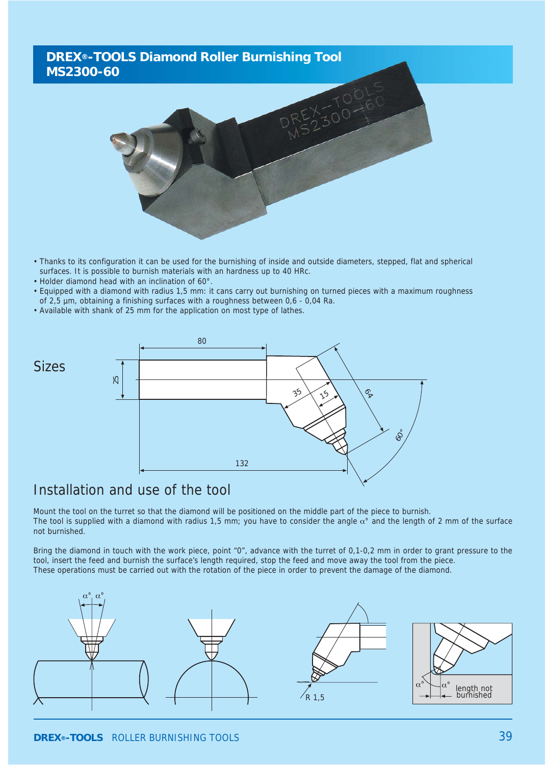# DREX®-TOOLS Diamond Roller Burnishing Tool MS2300-60

- Thanks to its configuration it can be used for the burnishing of inside and outside diameters, stepped, flat and spherical surfaces. It is possible to burnish materials with an hardness up to 40 HRc.
- Holder diamond head with an inclination of 60°.
- Equipped with a diamond with radius 1,5 mm: it cans carry out burnishing on turned pieces with a maximum roughness of 2,5 µm, obtaining a finishing surfaces with a roughness between 0,6 - 0,04 Ra.
- Available with shank of 25 mm for the application on most type of lathes.

## Sizes

80
25
35
15
64
60°
132

## Installation and use of the tool

Mount the tool on the turret so that the diamond will be positioned on the middle part of the piece to burnish.
The tool is supplied with a diamond with radius 1,5 mm; you have to consider the angle $\alpha°$ and the length of 2 mm of the surface not burnished.

Bring the diamond in touch with the work piece, point "0", advance with the turret of 0,1-0,2 mm in order to grant pressure to the tool, insert the feed and burnish the surface's length required, stop the feed and move away the tool from the piece.
These operations must be carried out with the rotation of the piece in order to prevent the damage of the diamond.

$\alpha°$ $\alpha°$

R 1,5

$\alpha°$ $\alpha°$ length not burnished